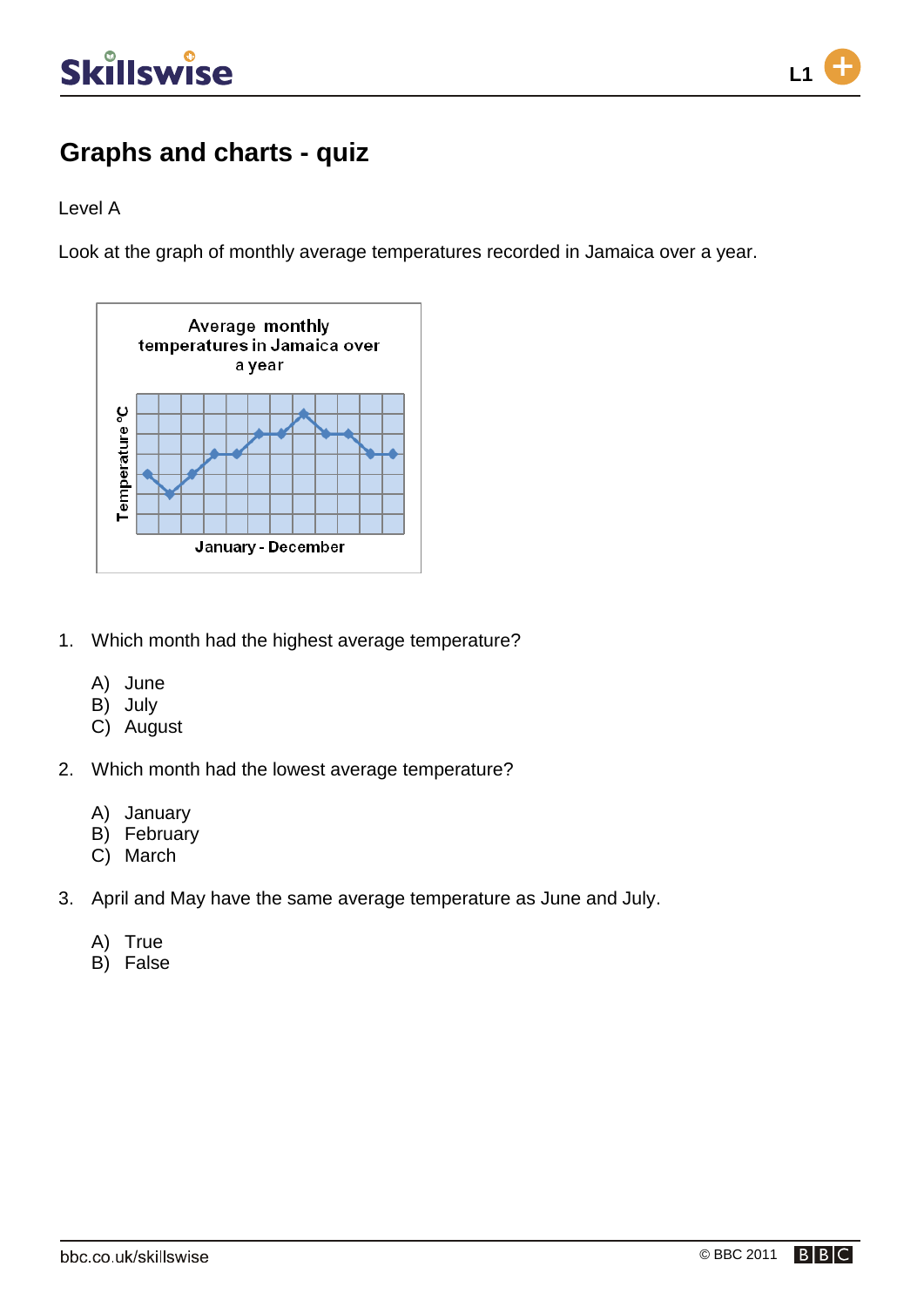# Graphs and charts - quiz

Level A

Look at the graph of monthly average temperatures recorded in Jamaica over a year.

Average monthly temperatures in Jamaica over a year

Temperature °C

January - December

1. Which month had the highest average temperature?

   A) June
   B) July
   C) August

2. Which month had the lowest average temperature?

   A) January
   B) February
   C) March

3. April and May have the same average temperature as June and July.

   A) True
   B) False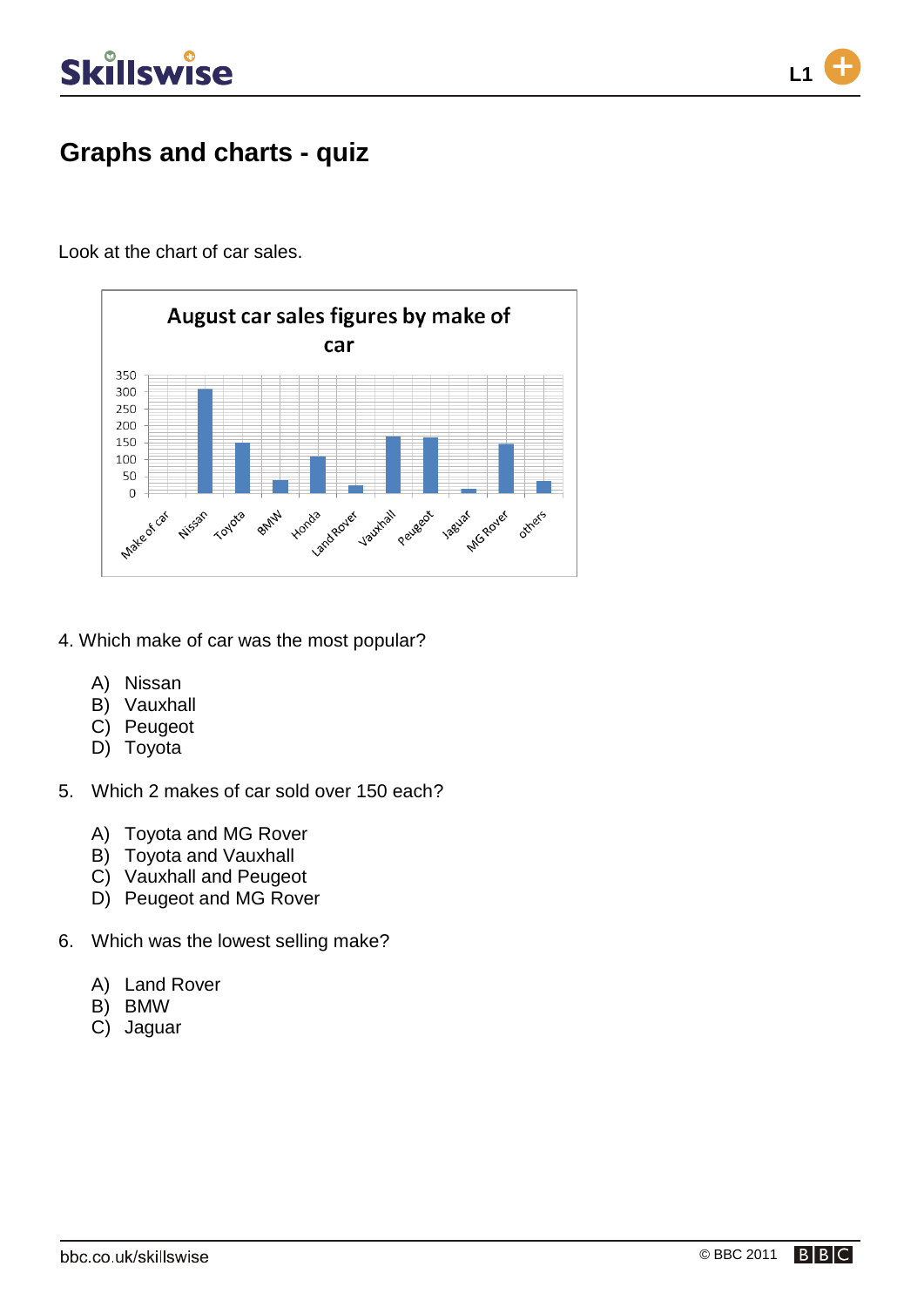# Graphs and charts - quiz

Look at the chart of car sales.

4. Which make of car was the most popular?

   A) Nissan
   B) Vauxhall
   C) Peugeot
   D) Toyota

5. Which 2 makes of car sold over 150 each?

   A) Toyota and MG Rover
   B) Toyota and Vauxhall
   C) Vauxhall and Peugeot
   D) Peugeot and MG Rover

6. Which was the lowest selling make?

   A) Land Rover
   B) BMW
   C) Jaguar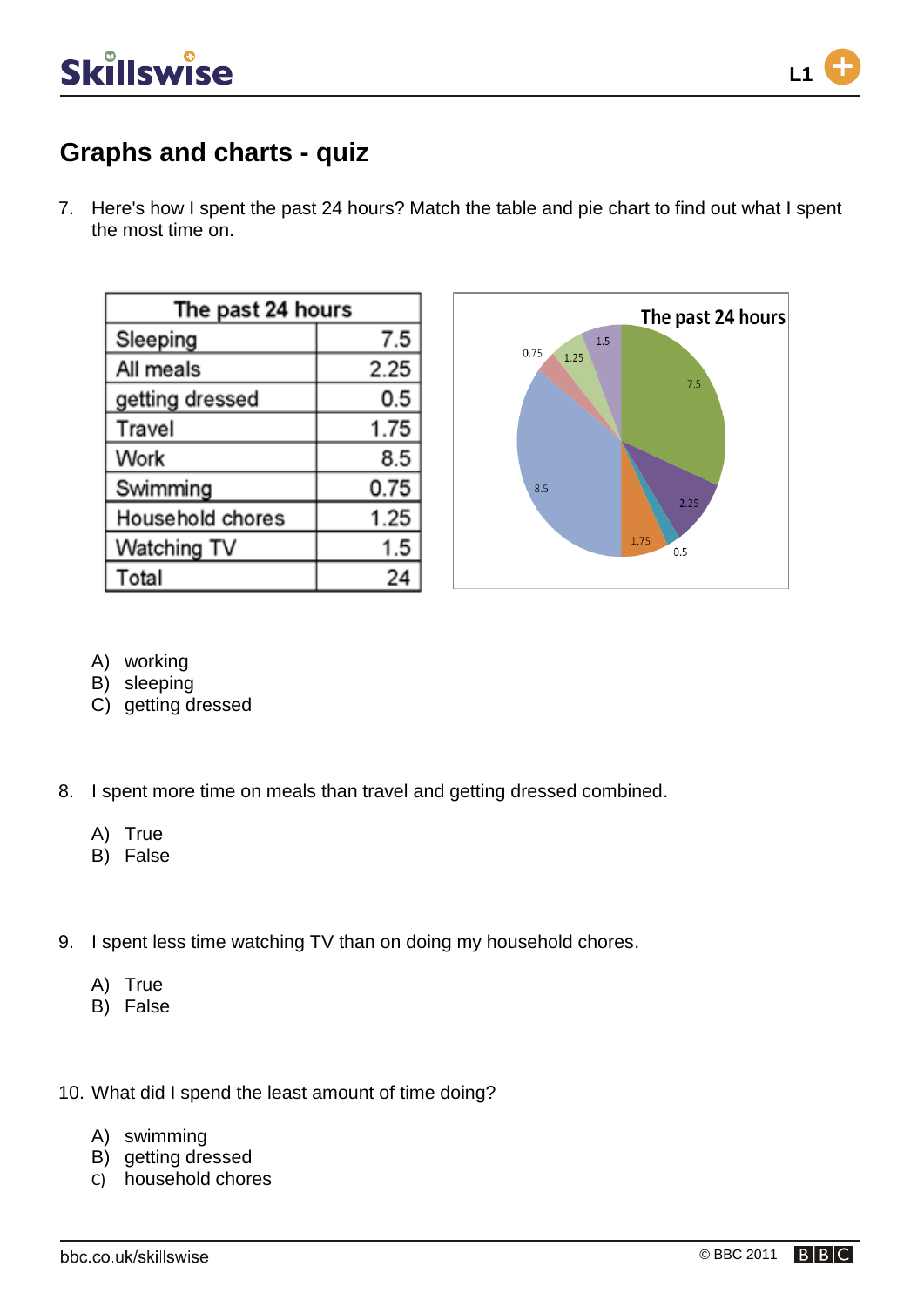## Graphs and charts - quiz

7. Here's how I spent the past 24 hours? Match the table and pie chart to find out what I spent the most time on.

| The past 24 hours | |
|---|---|
| Sleeping | 7.5 |
| All meals | 2.25 |
| getting dressed | 0.5 |
| Travel | 1.75 |
| Work | 8.5 |
| Swimming | 0.75 |
| Household chores | 1.25 |
| Watching TV | 1.5 |
| Total | 24 |

The past 24 hours

A) working
B) sleeping
C) getting dressed

8. I spent more time on meals than travel and getting dressed combined.

A) True
B) False

9. I spent less time watching TV than on doing my household chores.

A) True
B) False

10. What did I spend the least amount of time doing?

A) swimming
B) getting dressed
C) household chores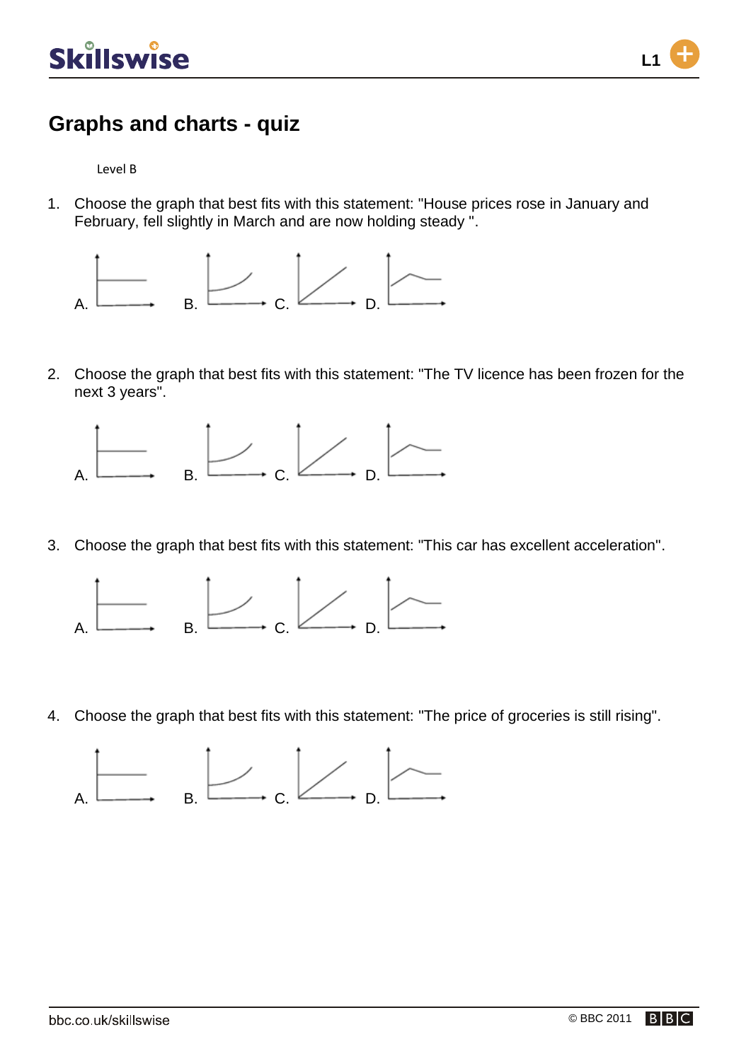# Graphs and charts - quiz

Level B

1. Choose the graph that best fits with this statement: "House prices rose in January and February, fell slightly in March and are now holding steady ".

   A. B. C. D.

2. Choose the graph that best fits with this statement: "The TV licence has been frozen for the next 3 years".

   A. B. C. D.

3. Choose the graph that best fits with this statement: "This car has excellent acceleration".

   A. B. C. D.

4. Choose the graph that best fits with this statement: "The price of groceries is still rising".

   A. B. C. D.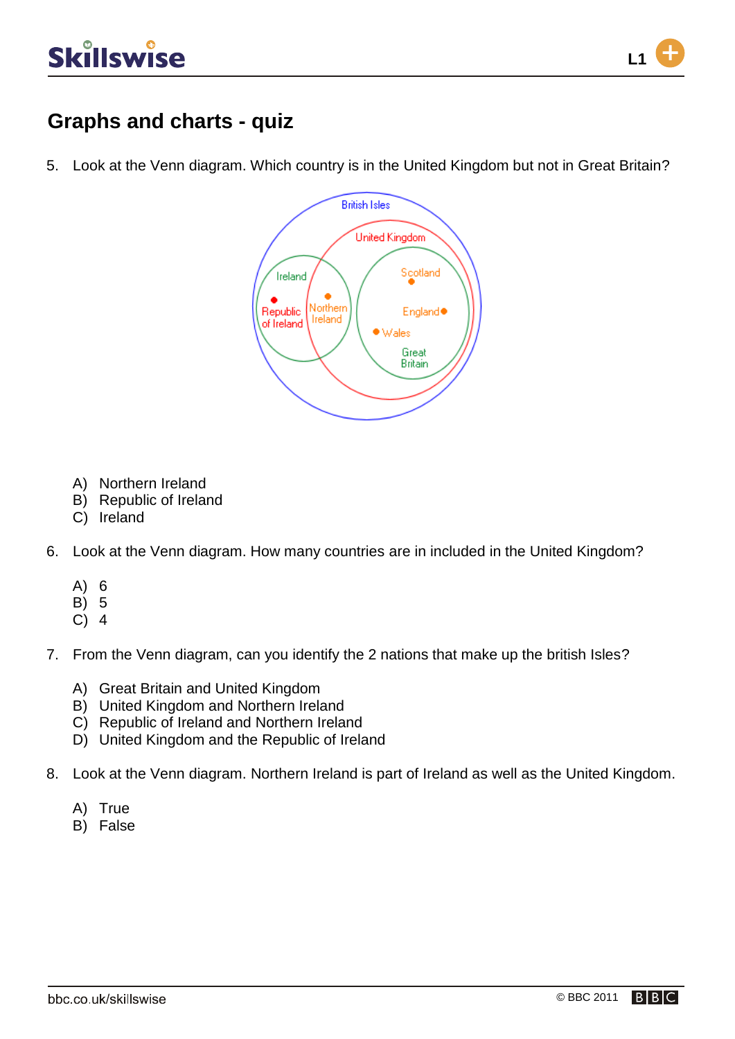# Graphs and charts - quiz

5. Look at the Venn diagram. Which country is in the United Kingdom but not in Great Britain?

   A) Northern Ireland
   B) Republic of Ireland
   C) Ireland

6. Look at the Venn diagram. How many countries are in included in the United Kingdom?

   A) 6
   B) 5
   C) 4

7. From the Venn diagram, can you identify the 2 nations that make up the british Isles?

   A) Great Britain and United Kingdom
   B) United Kingdom and Northern Ireland
   C) Republic of Ireland and Northern Ireland
   D) United Kingdom and the Republic of Ireland

8. Look at the Venn diagram. Northern Ireland is part of Ireland as well as the United Kingdom.

   A) True
   B) False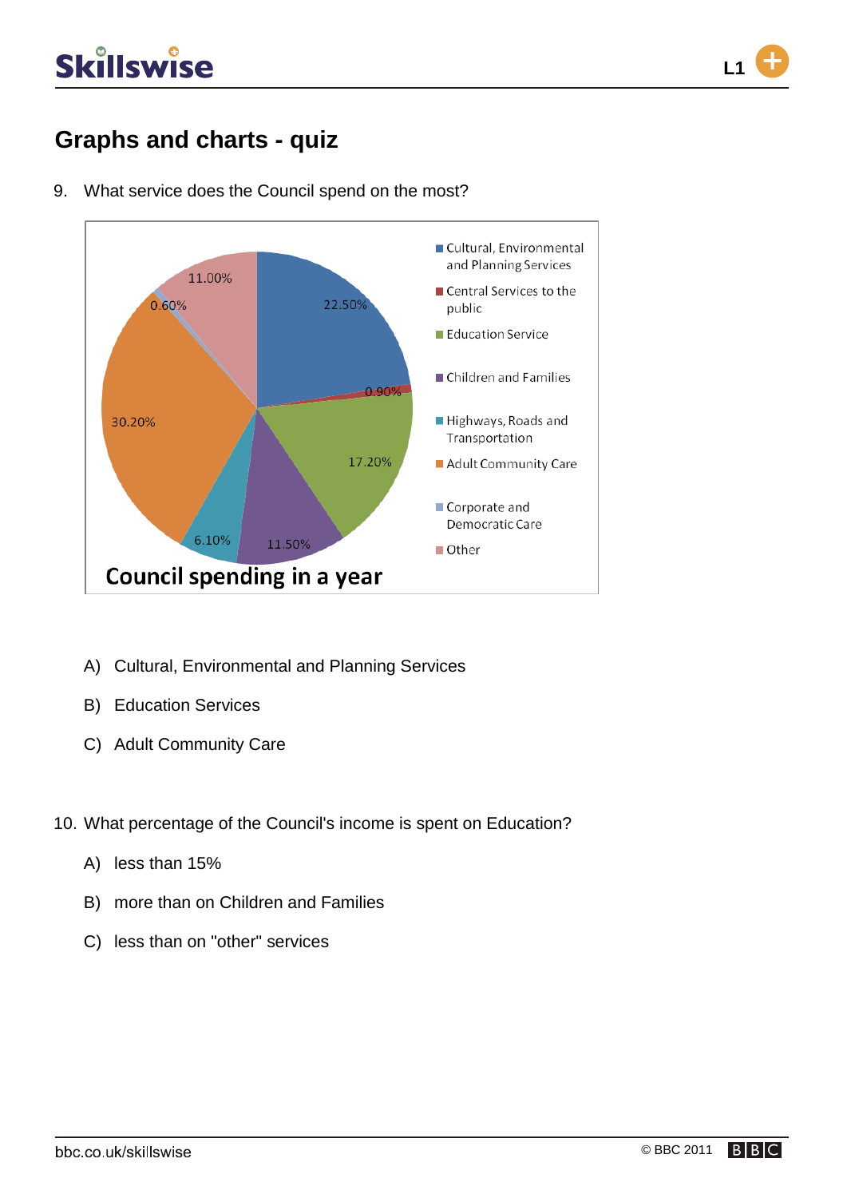## Graphs and charts - quiz

9. What service does the Council spend on the most?

**Council spending in a year**

| Service | Percentage |
|---|---|
| Cultural, Environmental and Planning Services | 22.50% |
| Central Services to the public | 0.90% |
| Education Service | 17.20% |
| Children and Families | 11.50% |
| Highways, Roads and Transportation | 6.10% |
| Adult Community Care | 30.20% |
| Corporate and Democratic Care | 0.60% |
| Other | 11.00% |

A) Cultural, Environmental and Planning Services

B) Education Services

C) Adult Community Care

10. What percentage of the Council's income is spent on Education?

A) less than 15%

B) more than on Children and Families

C) less than on "other" services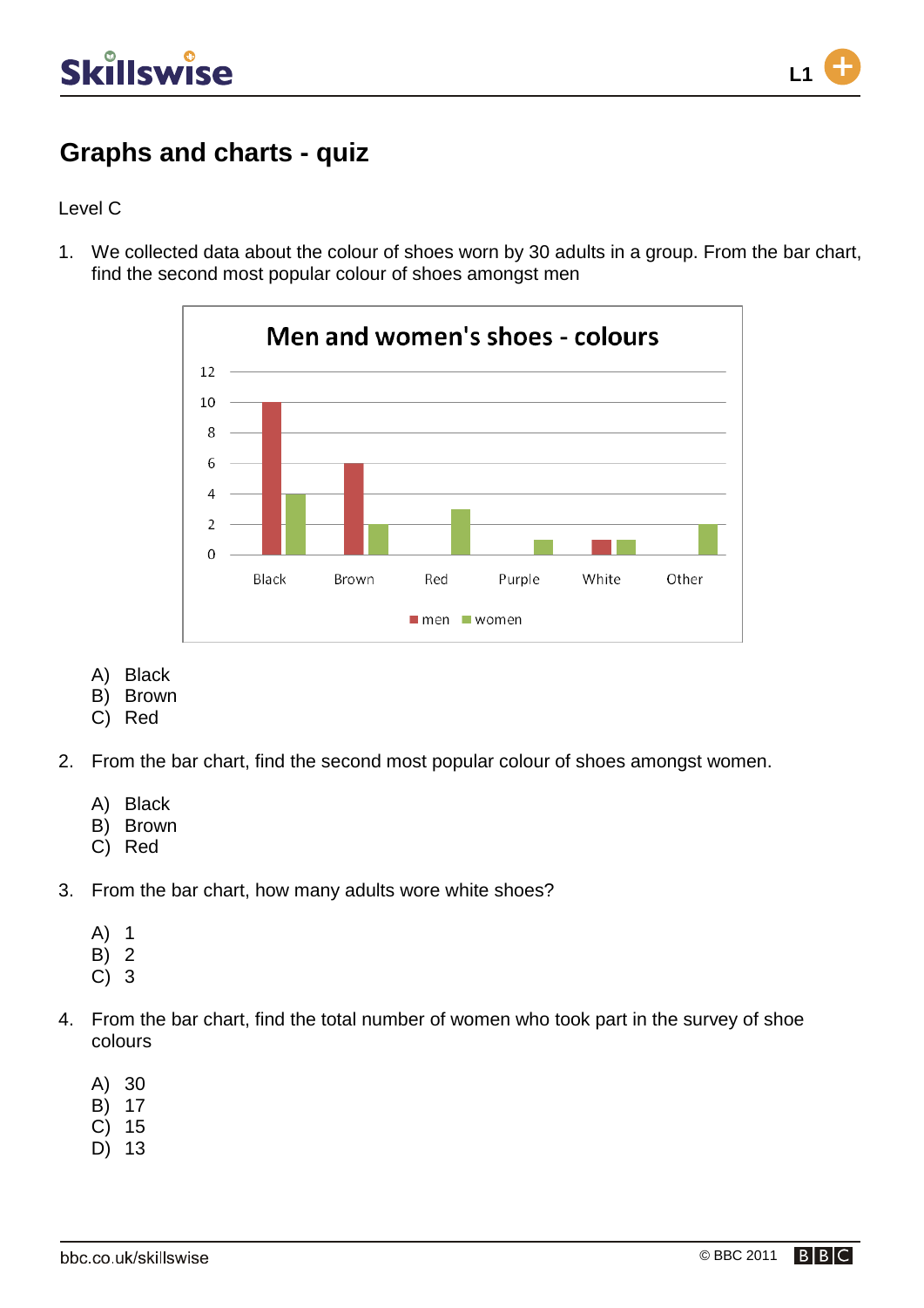## Graphs and charts - quiz

Level C

1. We collected data about the colour of shoes worn by 30 adults in a group. From the bar chart, find the second most popular colour of shoes amongst men

**Men and women's shoes - colours**

| Colour | men | women |
|---|---|---|
| Black | 10 | 4 |
| Brown | 6 | 2 |
| Red | 0 | 3 |
| Purple | 0 | 1 |
| White | 1 | 1 |
| Other | 0 | 2 |

   A) Black
   B) Brown
   C) Red

2. From the bar chart, find the second most popular colour of shoes amongst women.

   A) Black
   B) Brown
   C) Red

3. From the bar chart, how many adults wore white shoes?

   A) 1
   B) 2
   C) 3

4. From the bar chart, find the total number of women who took part in the survey of shoe colours

   A) 30
   B) 17
   C) 15
   D) 13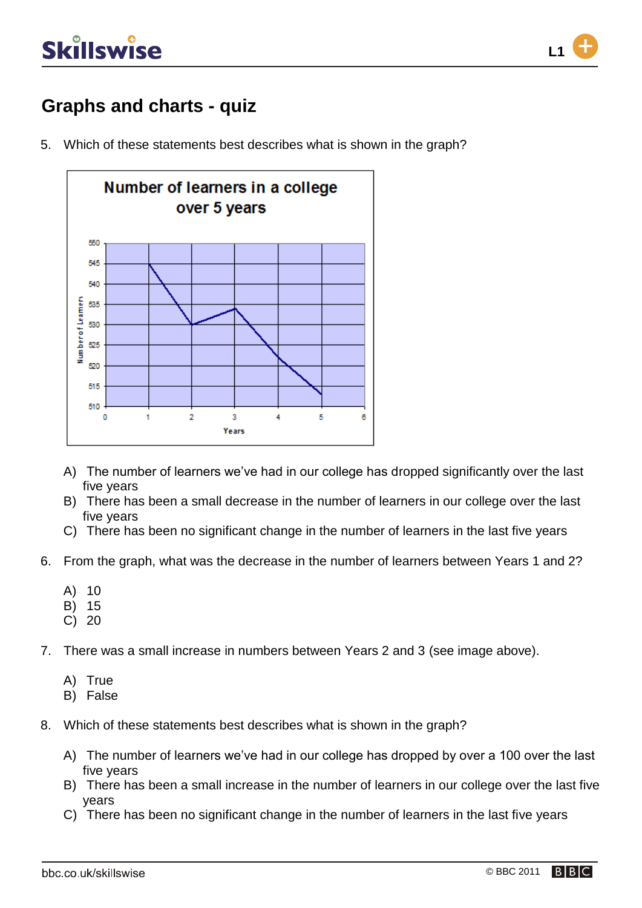## Graphs and charts - quiz

5. Which of these statements best describes what is shown in the graph?

**Number of learners in a college over 5 years**

A) The number of learners we've had in our college has dropped significantly over the last five years
B) There has been a small decrease in the number of learners in our college over the last five years
C) There has been no significant change in the number of learners in the last five years

6. From the graph, what was the decrease in the number of learners between Years 1 and 2?

A) 10
B) 15
C) 20

7. There was a small increase in numbers between Years 2 and 3 (see image above).

A) True
B) False

8. Which of these statements best describes what is shown in the graph?

A) The number of learners we've had in our college has dropped by over a 100 over the last five years
B) There has been a small increase in the number of learners in our college over the last five years
C) There has been no significant change in the number of learners in the last five years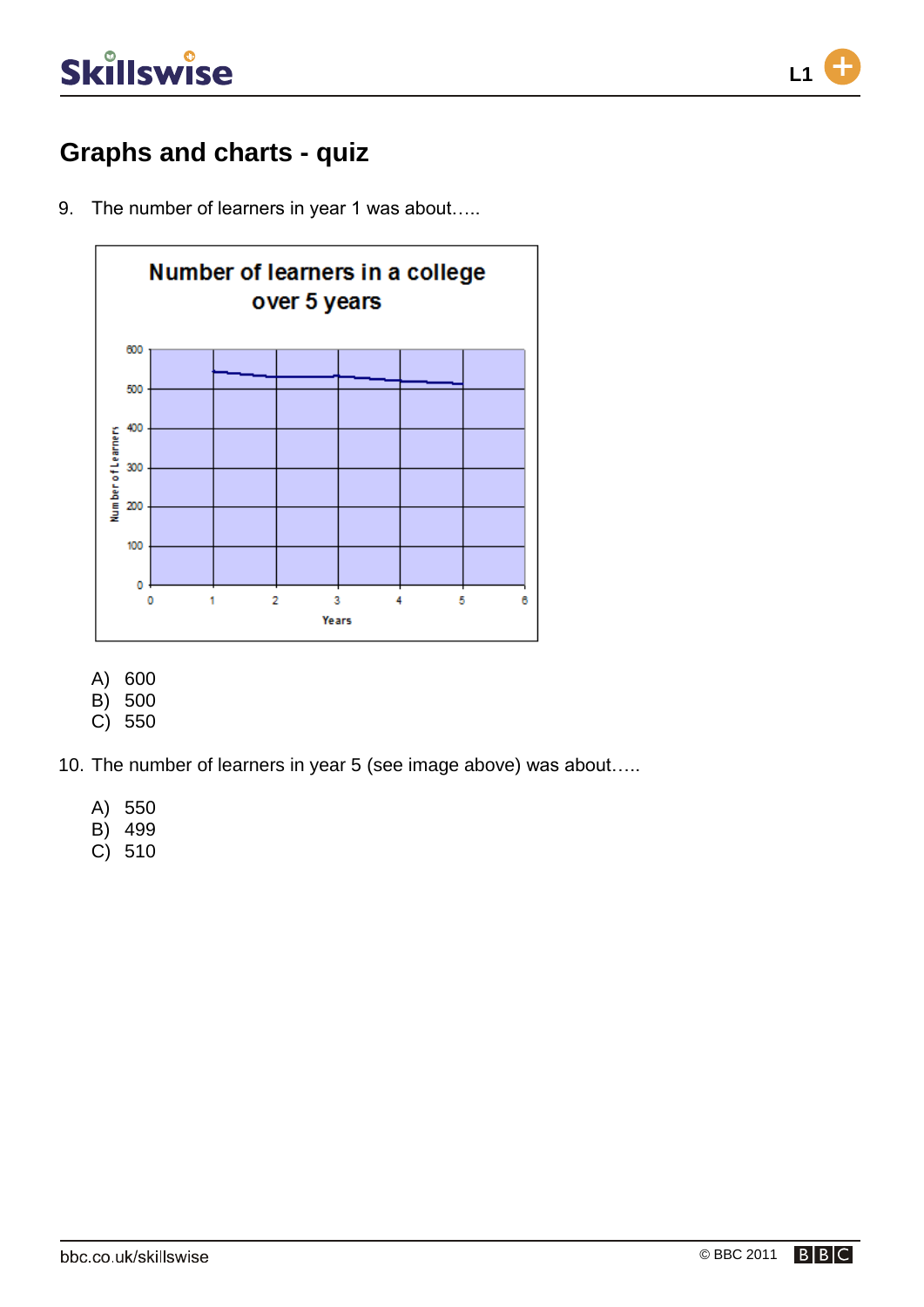# Graphs and charts - quiz

9. The number of learners in year 1 was about…..

A) 600
B) 500
C) 550

10. The number of learners in year 5 (see image above) was about…..

A) 550
B) 499
C) 510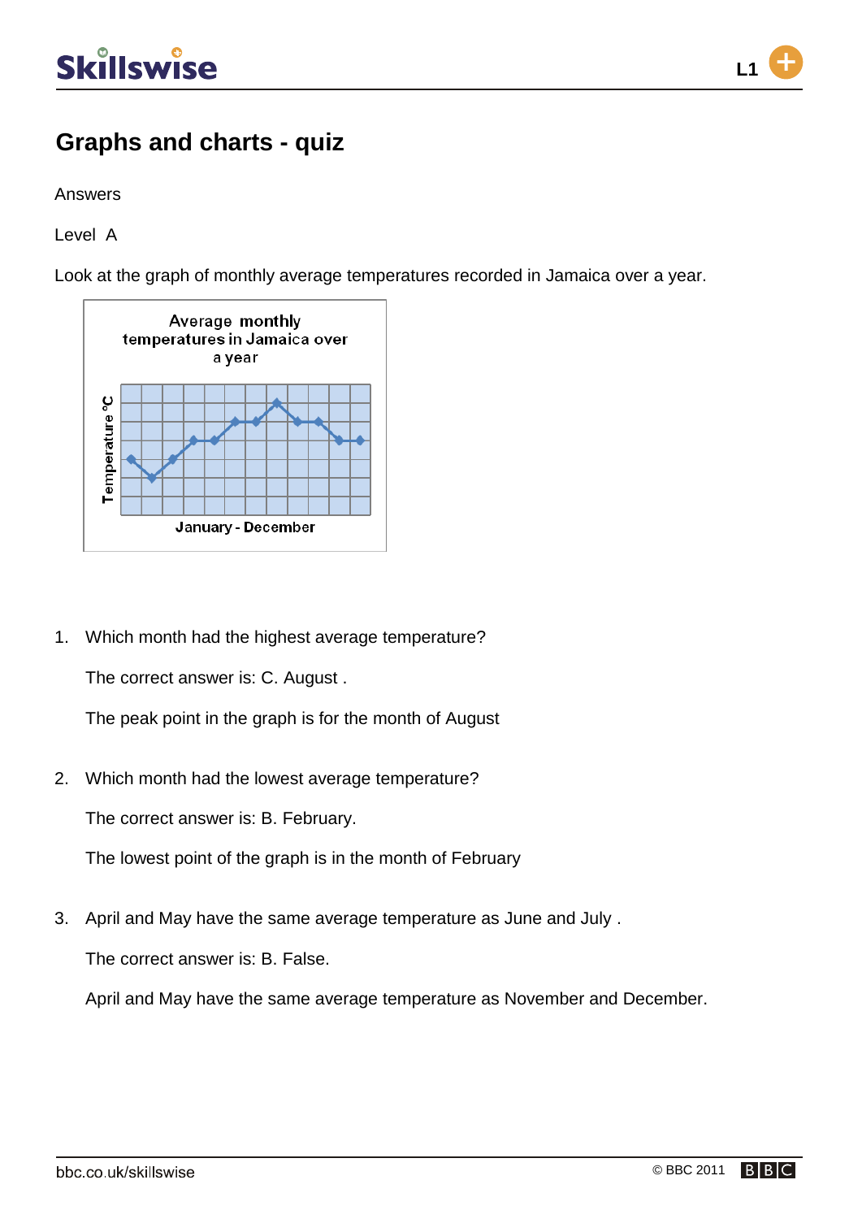# Graphs and charts - quiz

Answers

Level A

Look at the graph of monthly average temperatures recorded in Jamaica over a year.

Average monthly temperatures in Jamaica over a year

Temperature °C

January - December

1. Which month had the highest average temperature?

   The correct answer is: C. August .

   The peak point in the graph is for the month of August

2. Which month had the lowest average temperature?

   The correct answer is: B. February.

   The lowest point of the graph is in the month of February

3. April and May have the same average temperature as June and July .

   The correct answer is: B. False.

   April and May have the same average temperature as November and December.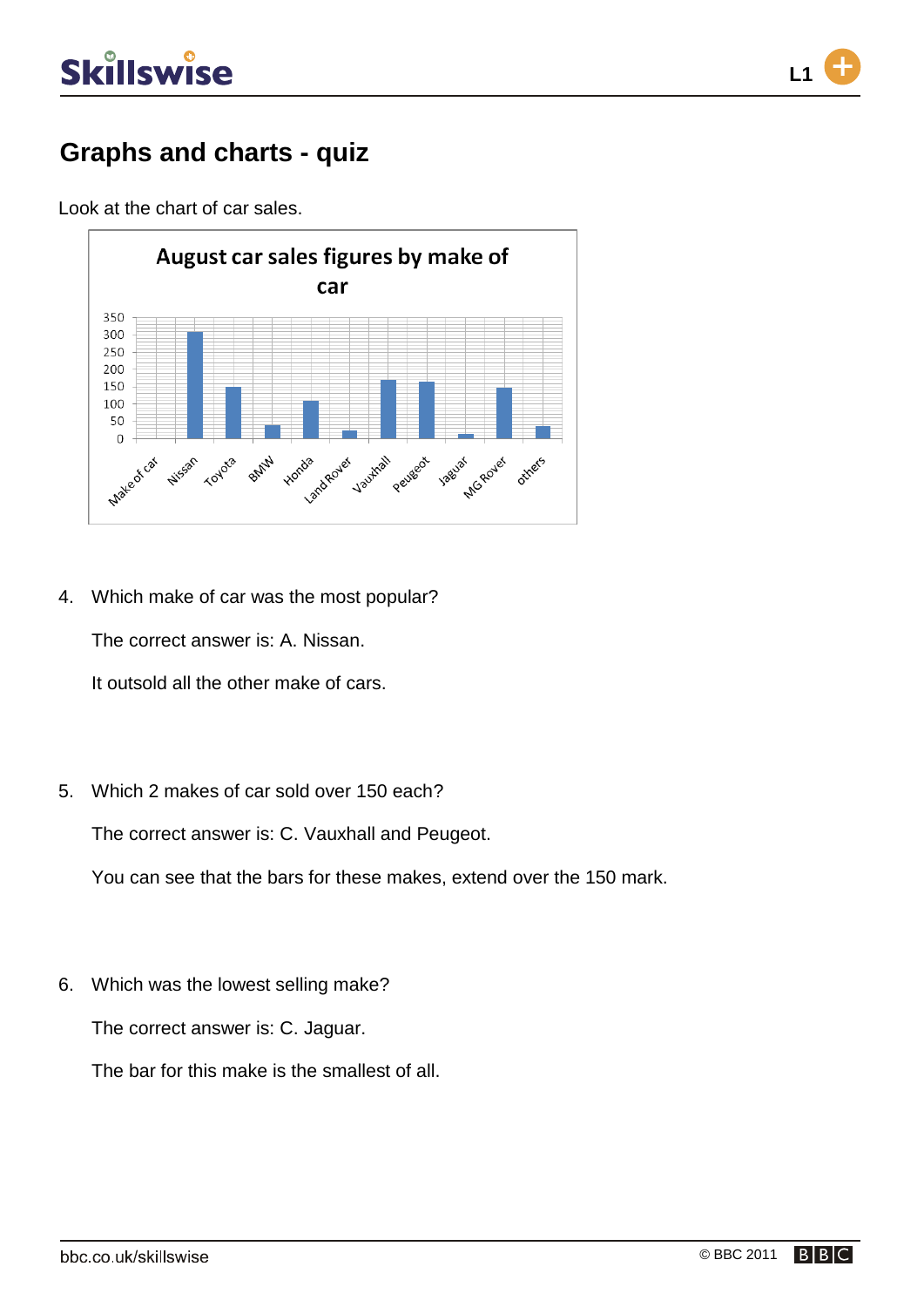# Graphs and charts - quiz

Look at the chart of car sales.

4. Which make of car was the most popular?

   The correct answer is: A. Nissan.

   It outsold all the other make of cars.

5. Which 2 makes of car sold over 150 each?

   The correct answer is: C. Vauxhall and Peugeot.

   You can see that the bars for these makes, extend over the 150 mark.

6. Which was the lowest selling make?

   The correct answer is: C. Jaguar.

   The bar for this make is the smallest of all.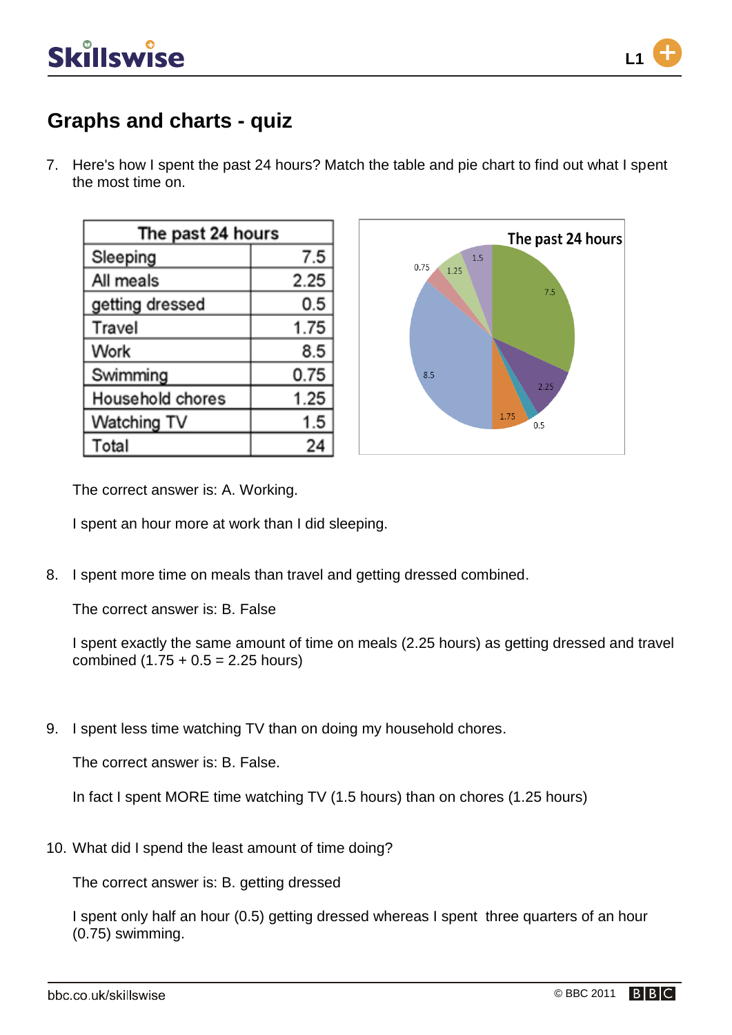## Graphs and charts - quiz

7. Here's how I spent the past 24 hours? Match the table and pie chart to find out what I spent the most time on.

| The past 24 hours | |
|---|---|
| Sleeping | 7.5 |
| All meals | 2.25 |
| getting dressed | 0.5 |
| Travel | 1.75 |
| Work | 8.5 |
| Swimming | 0.75 |
| Household chores | 1.25 |
| Watching TV | 1.5 |
| Total | 24 |

The correct answer is: A. Working.

I spent an hour more at work than I did sleeping.

8. I spent more time on meals than travel and getting dressed combined.

The correct answer is: B. False

I spent exactly the same amount of time on meals (2.25 hours) as getting dressed and travel combined (1.75 + 0.5 = 2.25 hours)

9. I spent less time watching TV than on doing my household chores.

The correct answer is: B. False.

In fact I spent MORE time watching TV (1.5 hours) than on chores (1.25 hours)

10. What did I spend the least amount of time doing?

The correct answer is: B. getting dressed

I spent only half an hour (0.5) getting dressed whereas I spent three quarters of an hour (0.75) swimming.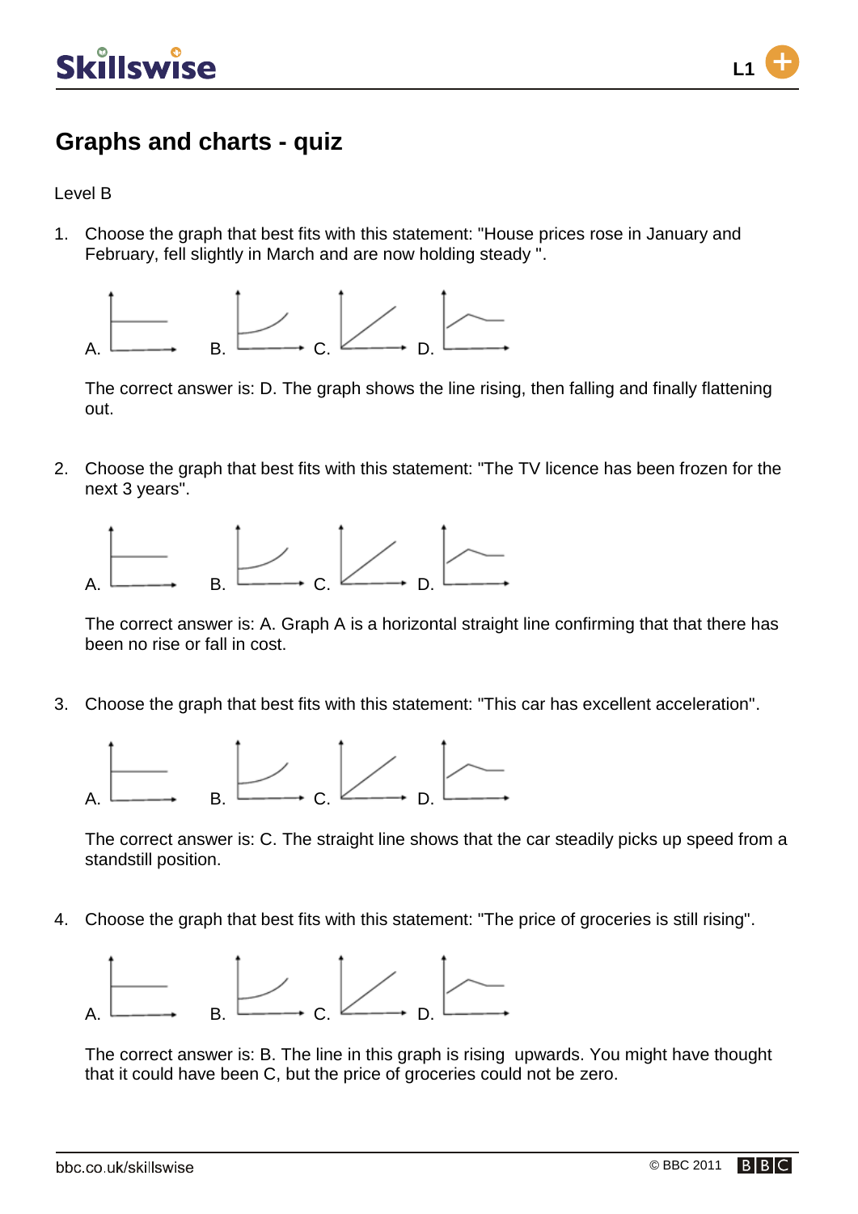# Graphs and charts - quiz

Level B

1. Choose the graph that best fits with this statement: "House prices rose in January and February, fell slightly in March and are now holding steady ".

   A. B. C. D.

   The correct answer is: D. The graph shows the line rising, then falling and finally flattening out.

2. Choose the graph that best fits with this statement: "The TV licence has been frozen for the next 3 years".

   A. B. C. D.

   The correct answer is: A. Graph A is a horizontal straight line confirming that that there has been no rise or fall in cost.

3. Choose the graph that best fits with this statement: "This car has excellent acceleration".

   A. B. C. D.

   The correct answer is: C. The straight line shows that the car steadily picks up speed from a standstill position.

4. Choose the graph that best fits with this statement: "The price of groceries is still rising".

   A. B. C. D.

   The correct answer is: B. The line in this graph is rising upwards. You might have thought that it could have been C, but the price of groceries could not be zero.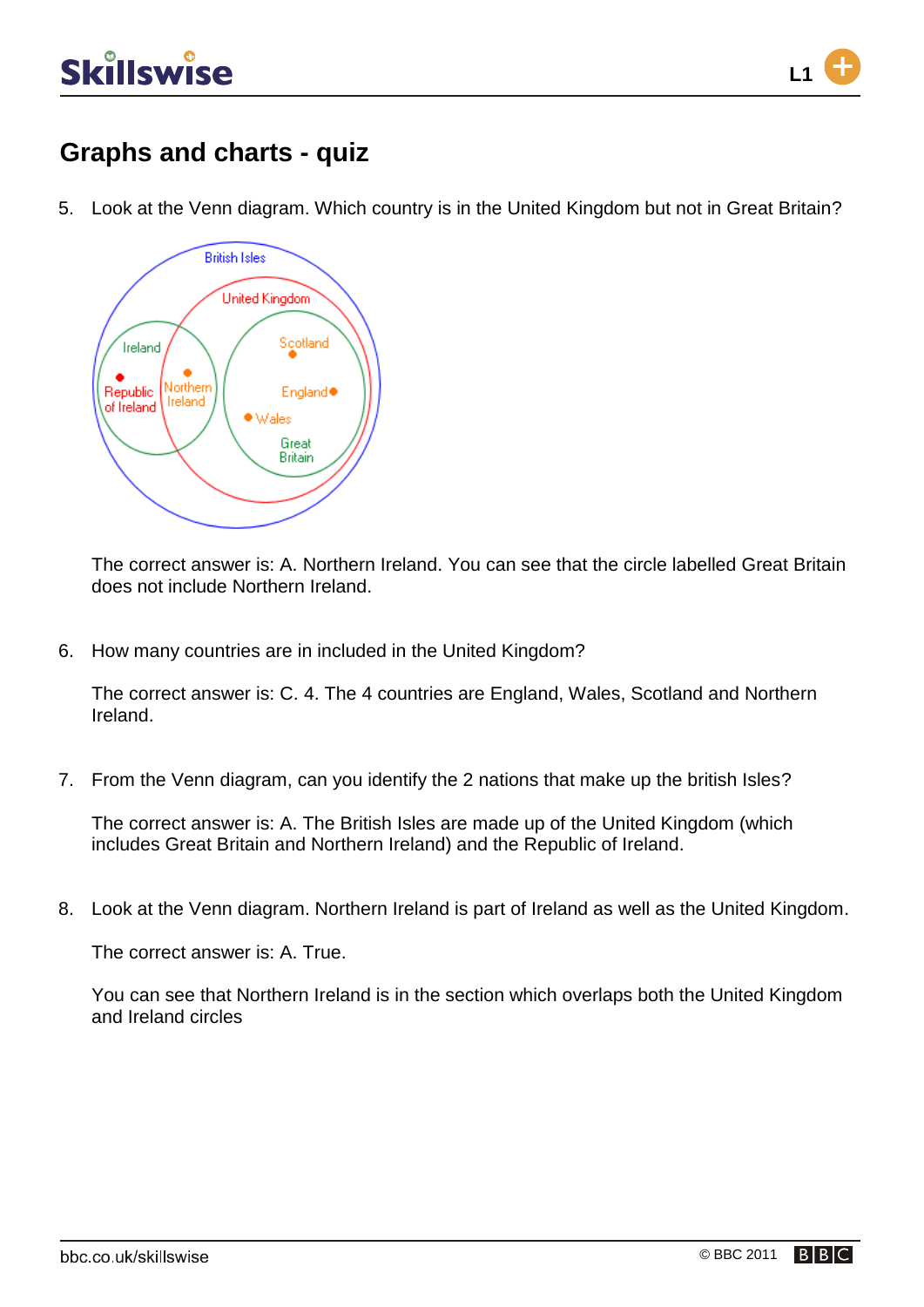## Graphs and charts - quiz

5. Look at the Venn diagram. Which country is in the United Kingdom but not in Great Britain?

   The correct answer is: A. Northern Ireland. You can see that the circle labelled Great Britain does not include Northern Ireland.

6. How many countries are in included in the United Kingdom?

   The correct answer is: C. 4. The 4 countries are England, Wales, Scotland and Northern Ireland.

7. From the Venn diagram, can you identify the 2 nations that make up the british Isles?

   The correct answer is: A. The British Isles are made up of the United Kingdom (which includes Great Britain and Northern Ireland) and the Republic of Ireland.

8. Look at the Venn diagram. Northern Ireland is part of Ireland as well as the United Kingdom.

   The correct answer is: A. True.

   You can see that Northern Ireland is in the section which overlaps both the United Kingdom and Ireland circles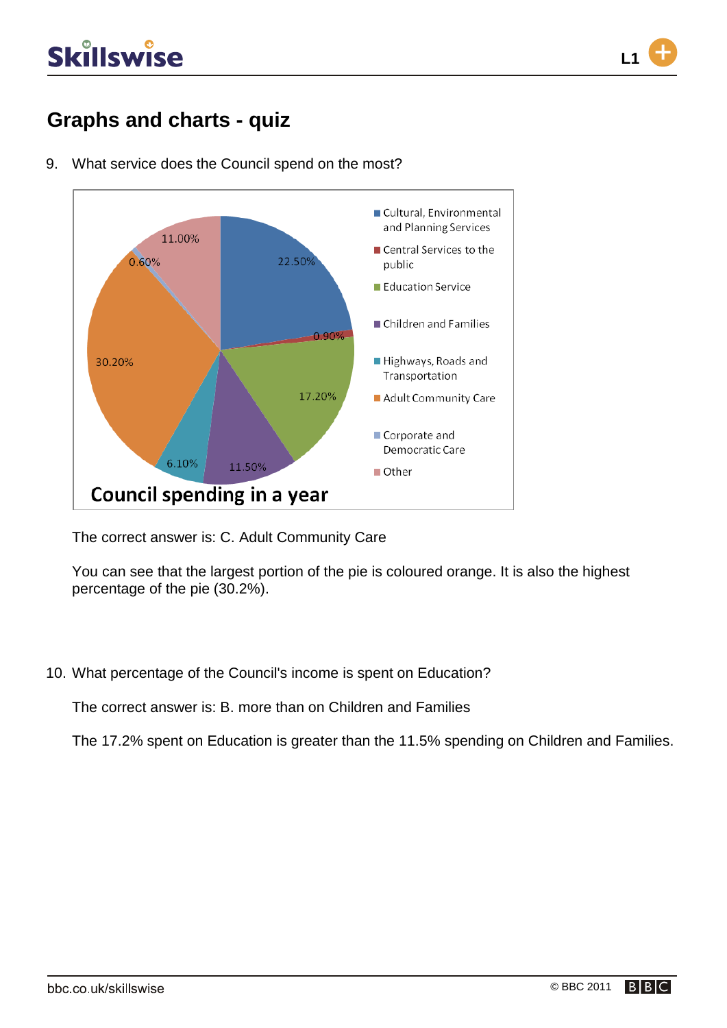## Graphs and charts - quiz

9. What service does the Council spend on the most?

**Council spending in a year**

| Service | Percentage |
|---|---|
| Cultural, Environmental and Planning Services | 22.50% |
| Central Services to the public | 0.90% |
| Education Service | 17.20% |
| Children and Families | 11.50% |
| Highways, Roads and Transportation | 6.10% |
| Adult Community Care | 30.20% |
| Corporate and Democratic Care | 0.60% |
| Other | 11.00% |

The correct answer is: C. Adult Community Care

You can see that the largest portion of the pie is coloured orange. It is also the highest percentage of the pie (30.2%).

10. What percentage of the Council's income is spent on Education?

The correct answer is: B. more than on Children and Families

The 17.2% spent on Education is greater than the 11.5% spending on Children and Families.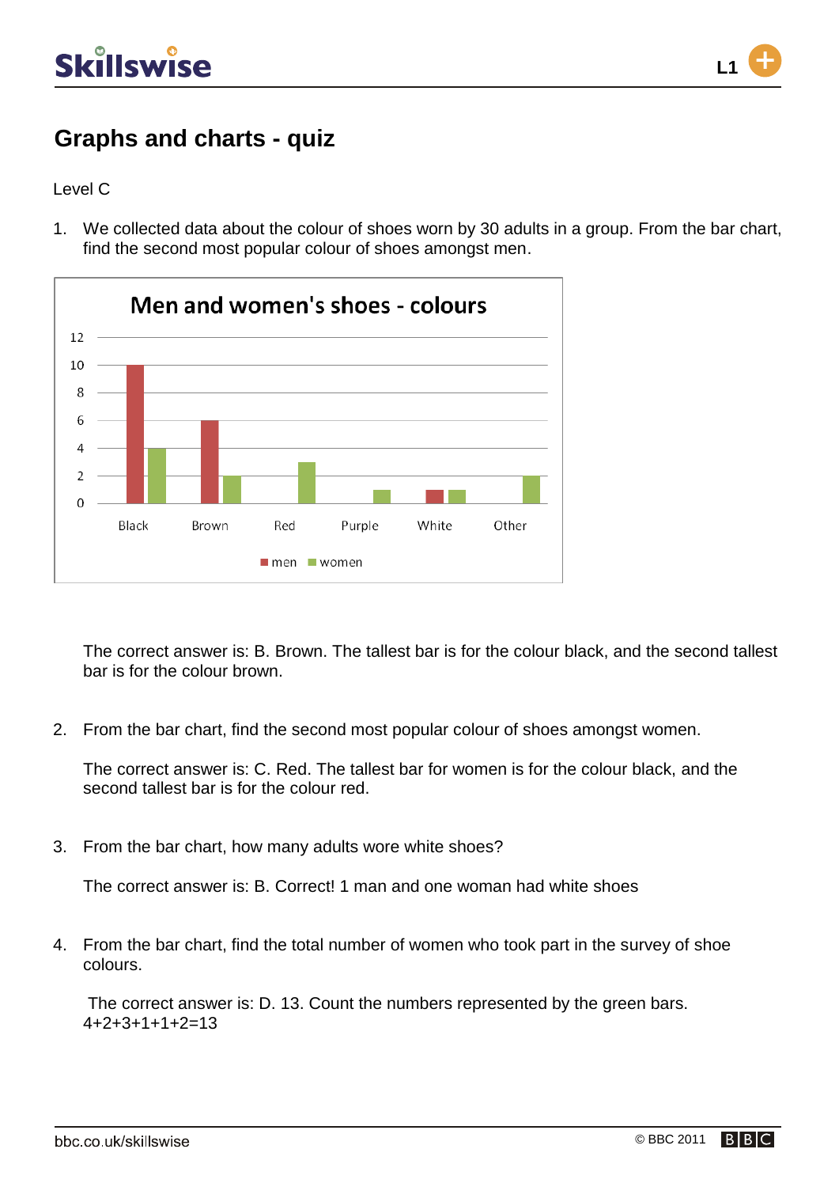# Graphs and charts - quiz

Level C

1. We collected data about the colour of shoes worn by 30 adults in a group. From the bar chart, find the second most popular colour of shoes amongst men.

**Men and women's shoes - colours**

| | Black | Brown | Red | Purple | White | Other |
|---|---|---|---|---|---|---|
| men | 10 | 6 | 0 | 0 | 1 | 0 |
| women | 4 | 2 | 3 | 1 | 1 | 2 |

The correct answer is: B. Brown. The tallest bar is for the colour black, and the second tallest bar is for the colour brown.

2. From the bar chart, find the second most popular colour of shoes amongst women.

   The correct answer is: C. Red. The tallest bar for women is for the colour black, and the second tallest bar is for the colour red.

3. From the bar chart, how many adults wore white shoes?

   The correct answer is: B. Correct! 1 man and one woman had white shoes

4. From the bar chart, find the total number of women who took part in the survey of shoe colours.

   The correct answer is: D. 13. Count the numbers represented by the green bars. 4+2+3+1+1+2=13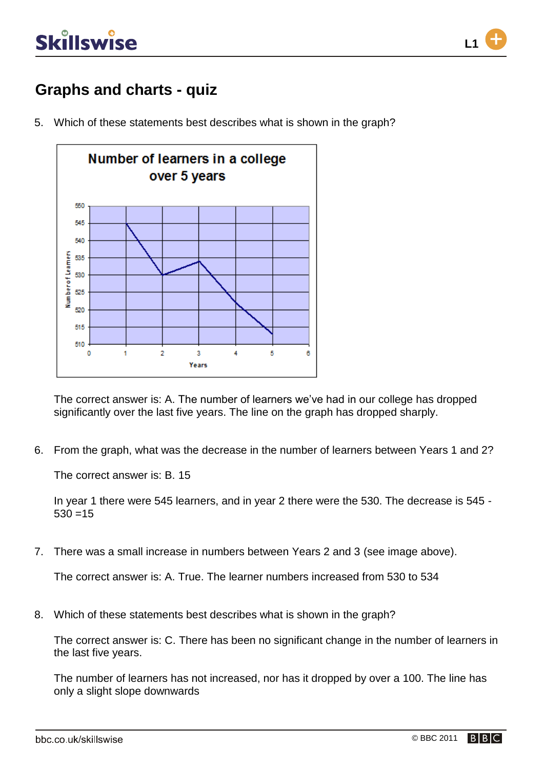# Graphs and charts - quiz

5. Which of these statements best describes what is shown in the graph?

   The correct answer is: A. The number of learners we've had in our college has dropped significantly over the last five years. The line on the graph has dropped sharply.

6. From the graph, what was the decrease in the number of learners between Years 1 and 2?

   The correct answer is: B. 15

   In year 1 there were 545 learners, and in year 2 there were the 530. The decrease is 545 - 530 =15

7. There was a small increase in numbers between Years 2 and 3 (see image above).

   The correct answer is: A. True. The learner numbers increased from 530 to 534

8. Which of these statements best describes what is shown in the graph?

   The correct answer is: C. There has been no significant change in the number of learners in the last five years.

   The number of learners has not increased, nor has it dropped by over a 100. The line has only a slight slope downwards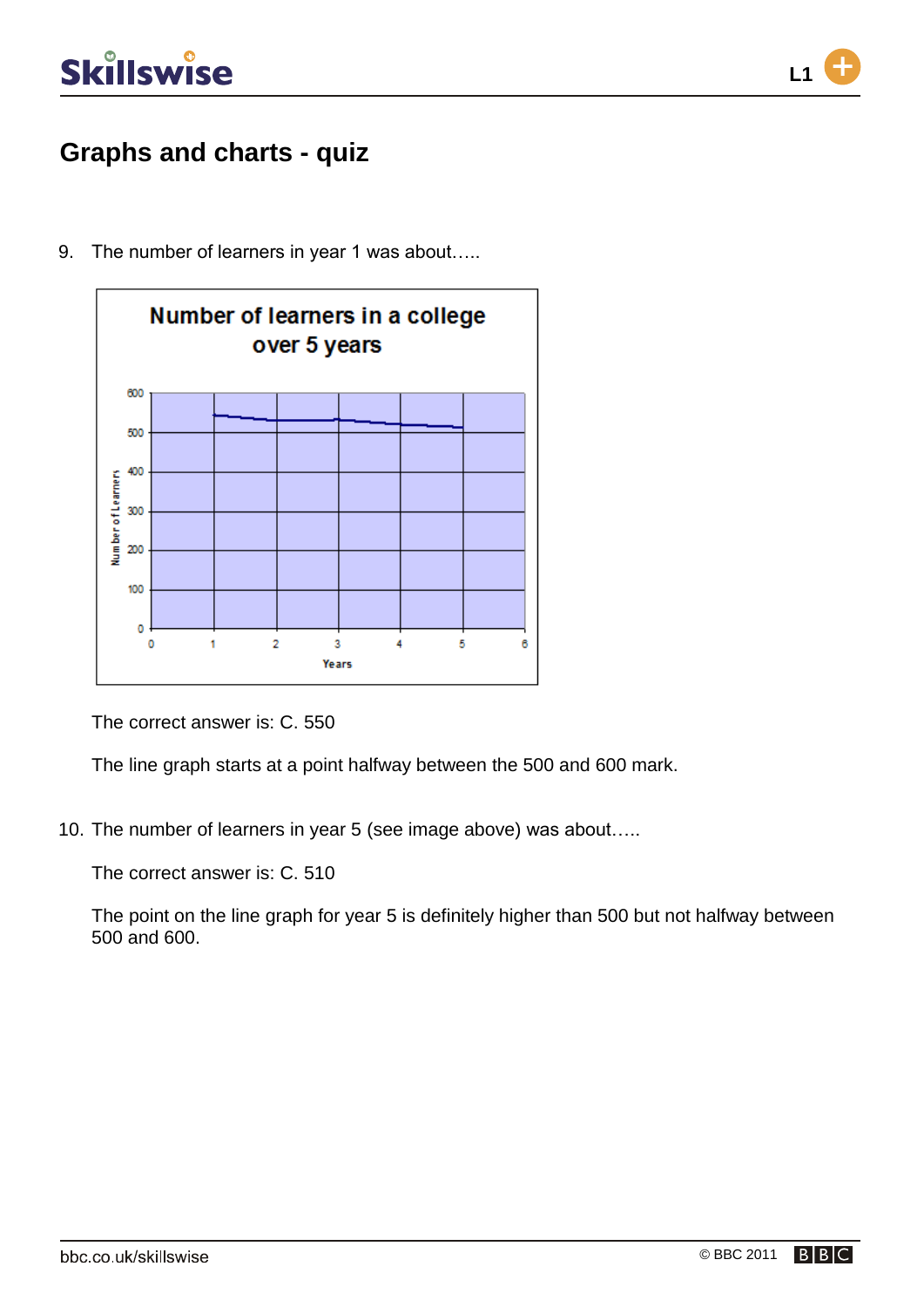# Graphs and charts - quiz

9. The number of learners in year 1 was about…..

Number of learners in a college over 5 years

600
500
400
300
200
100
0

Number of Learners

0 1 2 3 4 5 6

Years

The correct answer is: C. 550

The line graph starts at a point halfway between the 500 and 600 mark.

10. The number of learners in year 5 (see image above) was about…..

The correct answer is: C. 510

The point on the line graph for year 5 is definitely higher than 500 but not halfway between 500 and 600.